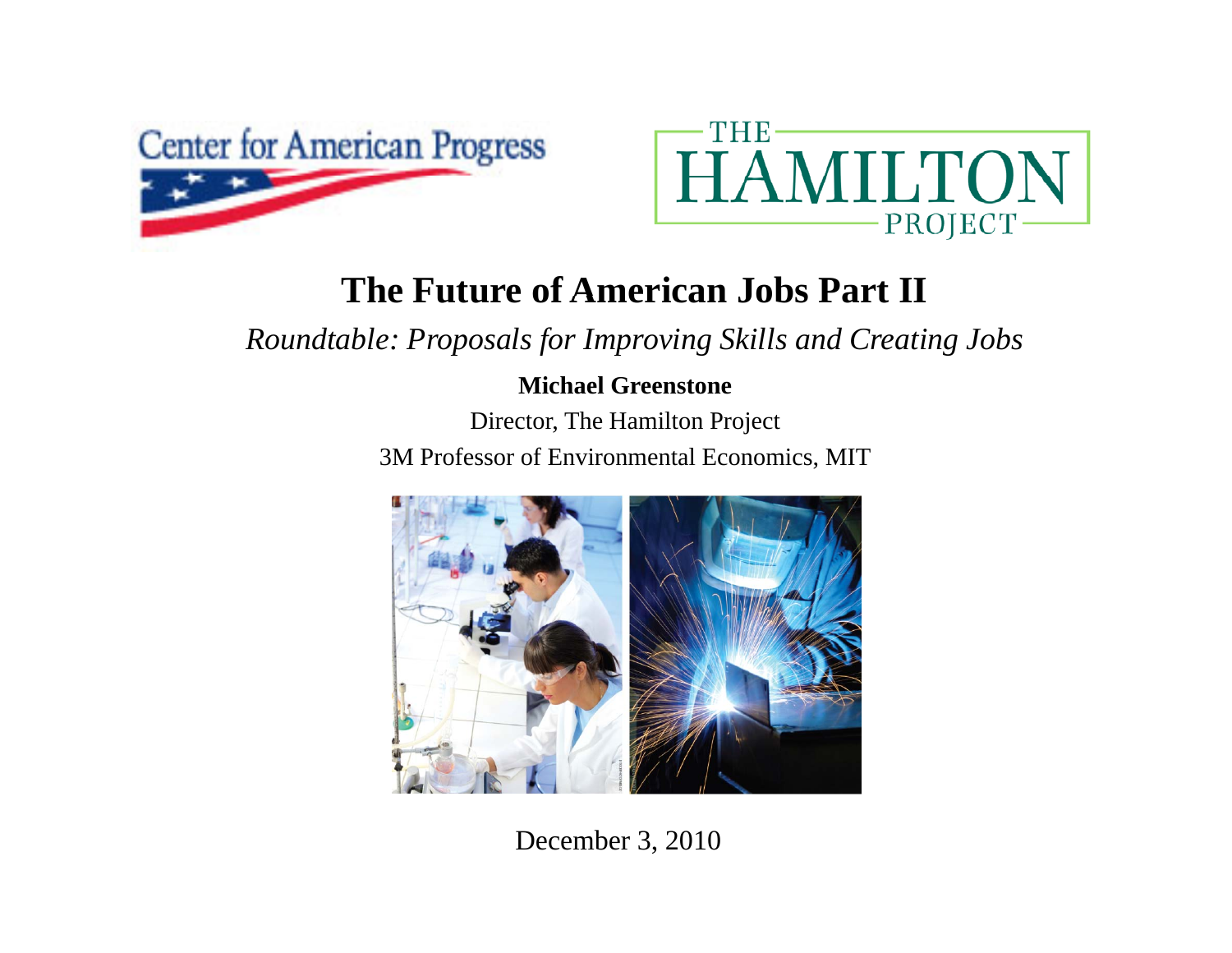Center for American Progress

THE HAMILTON PROJECT

# The Future of American Jobs Part II

*Roundtable: Proposals for Improving Skills and Creating Jobs*

**Michael Greenstone**

Director, The Hamilton Project

3M Professor of Environmental Economics, MIT

December 3, 2010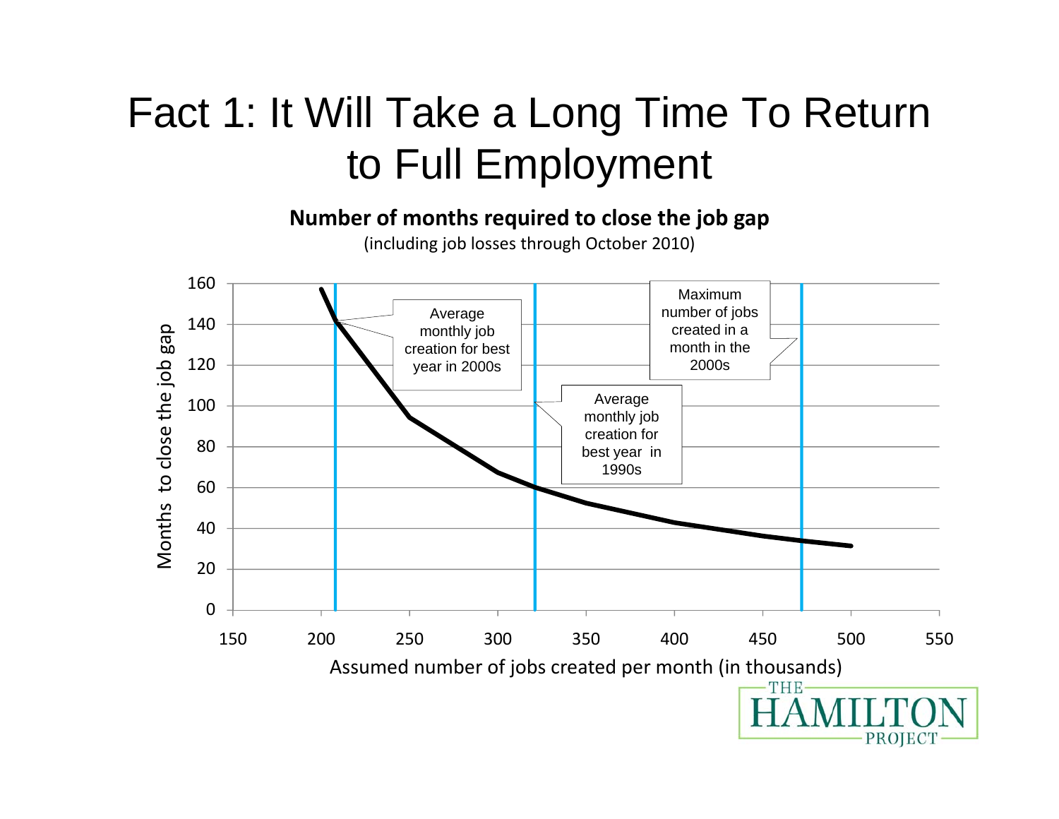# Fact 1: It Will Take a Long Time To Return to Full Employment

**Number of months required to close the job gap**

(including job losses through October 2010)

Months to close the job gap

Assumed number of jobs created per month (in thousands)

Average monthly job creation for best year in 2000s

Average monthly job creation for best year in 1990s

Maximum number of jobs created in a month in the 2000s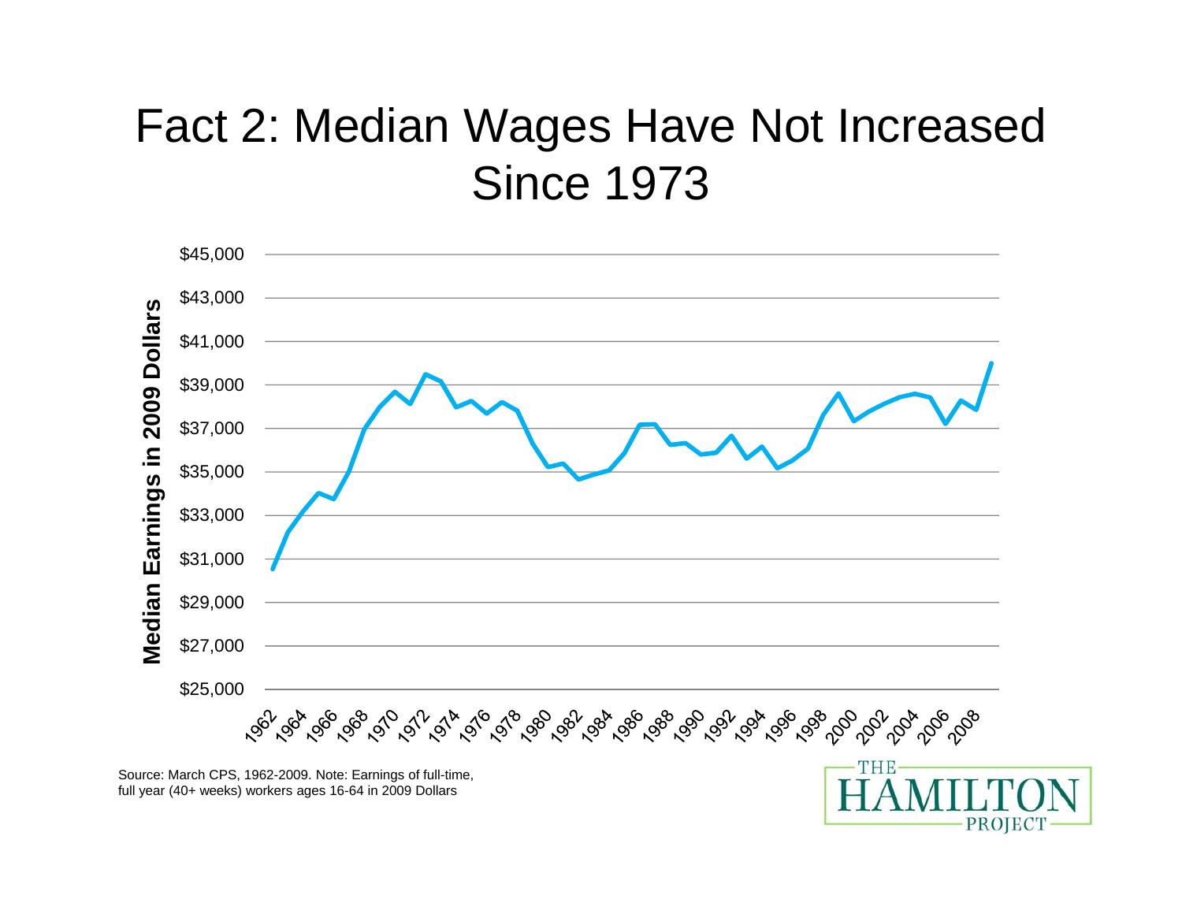# Fact 2: Median Wages Have Not Increased Since 1973

Median Earnings in 2009 Dollars

$45,000
$43,000
$41,000
$39,000
$37,000
$35,000
$33,000
$31,000
$29,000
$27,000
$25,000

1962 1964 1966 1968 1970 1972 1974 1976 1978 1980 1982 1984 1986 1988 1990 1992 1994 1996 1998 2000 2002 2004 2006 2008

Source: March CPS, 1962-2009. Note: Earnings of full-time, full year (40+ weeks) workers ages 16-64 in 2009 Dollars

THE HAMILTON PROJECT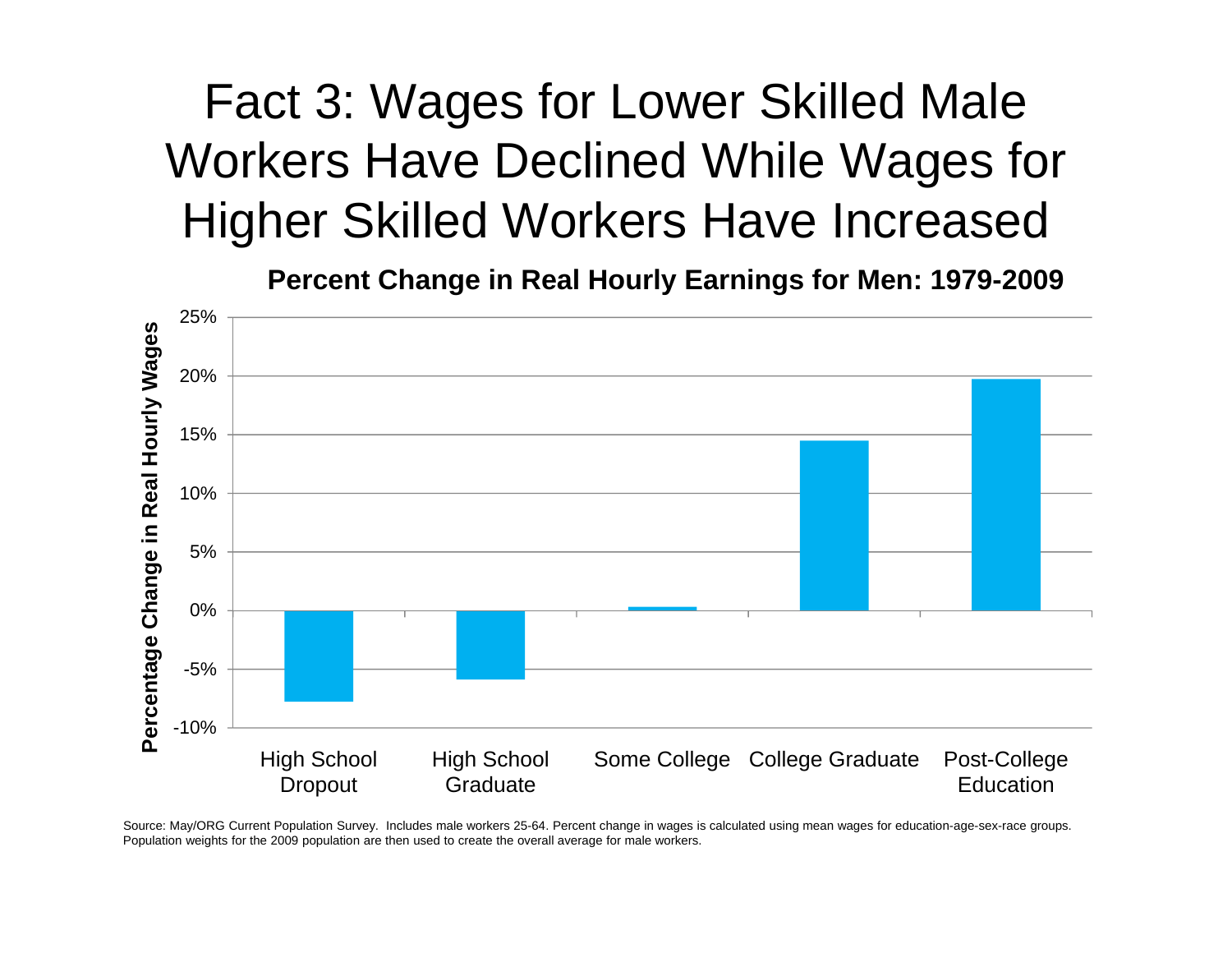# Fact 3: Wages for Lower Skilled Male Workers Have Declined While Wages for Higher Skilled Workers Have Increased

**Percent Change in Real Hourly Earnings for Men: 1979-2009**

Source: May/ORG Current Population Survey. Includes male workers 25-64. Percent change in wages is calculated using mean wages for education-age-sex-race groups. Population weights for the 2009 population are then used to create the overall average for male workers.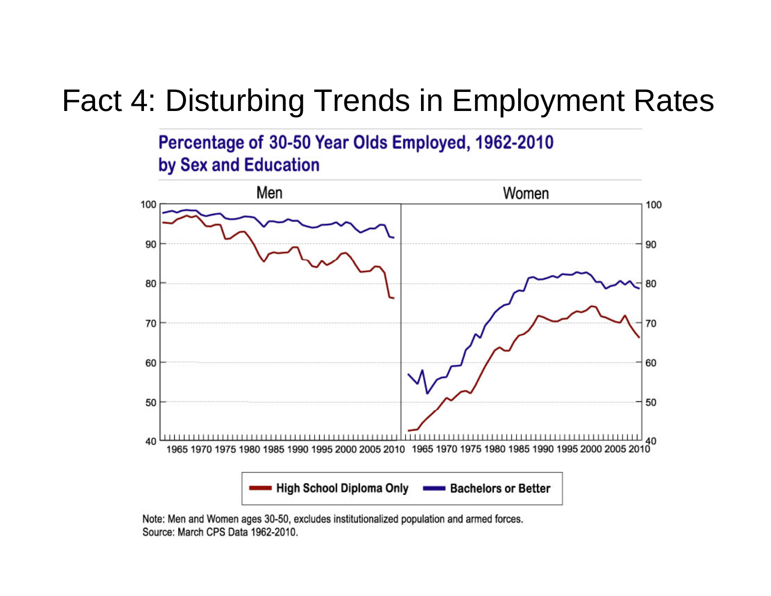# Fact 4: Disturbing Trends in Employment Rates

**Percentage of 30-50 Year Olds Employed, 1962-2010 by Sex and Education**

Men | Women

High School Diploma Only | Bachelors or Better

Note: Men and Women ages 30-50, excludes institutionalized population and armed forces.
Source: March CPS Data 1962-2010.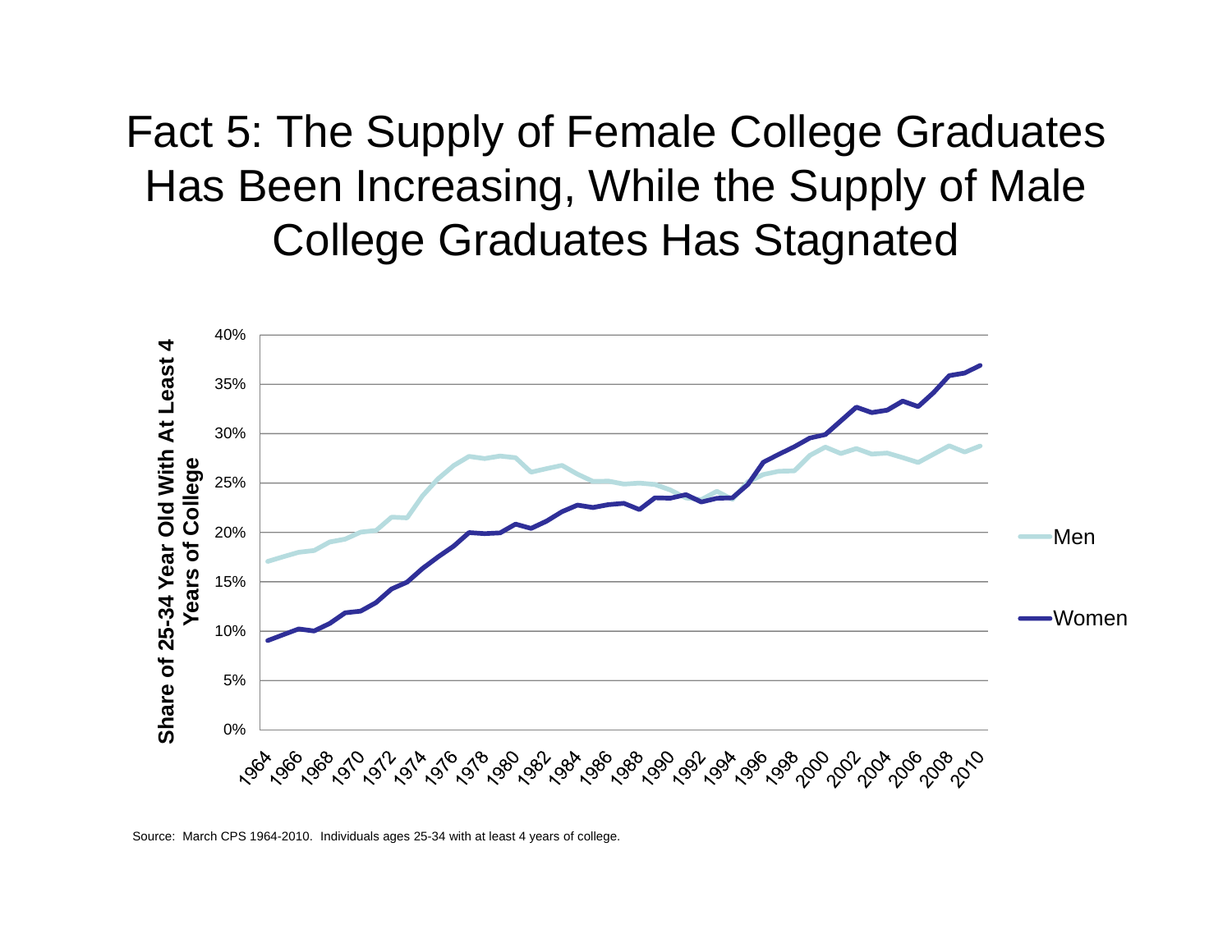# Fact 5: The Supply of Female College Graduates Has Been Increasing, While the Supply of Male College Graduates Has Stagnated

Source: March CPS 1964-2010. Individuals ages 25-34 with at least 4 years of college.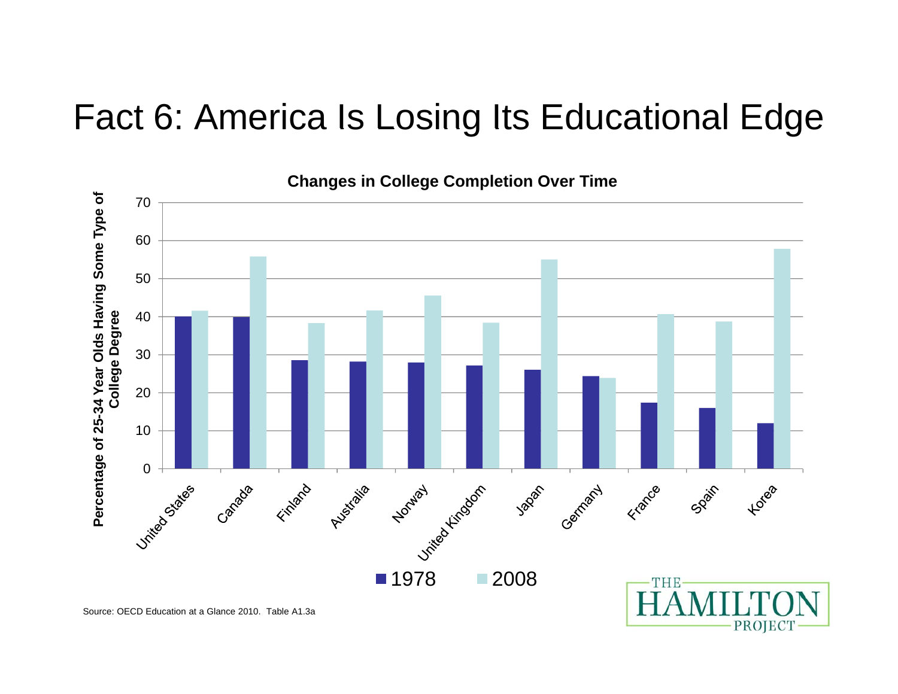# Fact 6: America Is Losing Its Educational Edge

**Changes in College Completion Over Time**

| Country | 1978 | 2008 |
|---|---|---|
| United States | 40 | 41.5 |
| Canada | 40 | 56 |
| Finland | 28.5 | 38.5 |
| Australia | 28 | 41.5 |
| Norway | 28 | 45.5 |
| United Kingdom | 27 | 38.5 |
| Japan | 26 | 55 |
| Germany | 24.5 | 24 |
| France | 17.5 | 40.5 |
| Spain | 16 | 39 |
| Korea | 12 | 58 |

Percentage of 25-34 Year Olds Having Some Type of College Degree

Source: OECD Education at a Glance 2010. Table A1.3a

THE HAMILTON PROJECT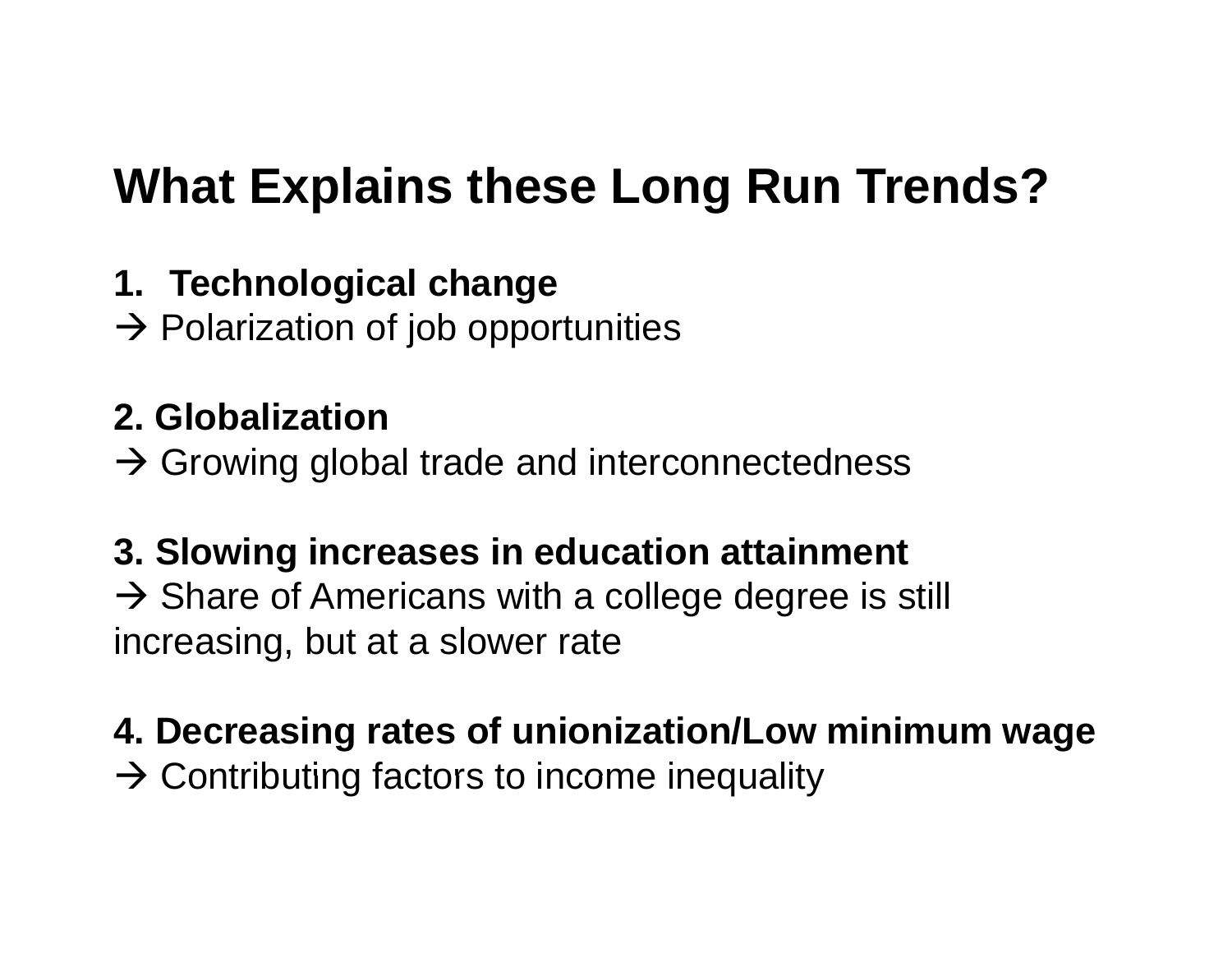# What Explains these Long Run Trends?

1. **Technological change**

→ Polarization of job opportunities

**2. Globalization**

→ Growing global trade and interconnectedness

**3. Slowing increases in education attainment**

→ Share of Americans with a college degree is still increasing, but at a slower rate

**4. Decreasing rates of unionization/Low minimum wage**

→ Contributing factors to income inequality